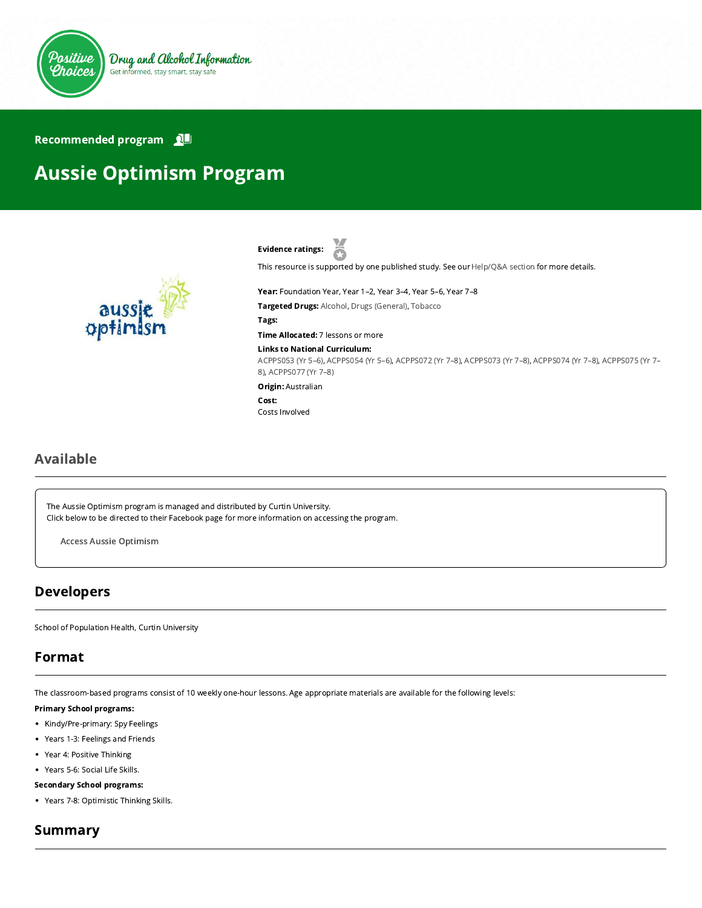Positive Choices — Drug and Alcohol Information — Get informed, stay smart, stay safe

Recommended program

# Aussie Optimism Program

**Evidence ratings:**

This resource is supported by one published study. See our Help/Q&A section for more details.

**Year:** Foundation Year, Year 1–2, Year 3–4, Year 5–6, Year 7–8

**Targeted Drugs:** Alcohol, Drugs (General), Tobacco

**Tags:**

**Time Allocated:** 7 lessons or more

**Links to National Curriculum:**
ACPPS053 (Yr 5–6), ACPPS054 (Yr 5–6), ACPPS072 (Yr 7–8), ACPPS073 (Yr 7–8), ACPPS074 (Yr 7–8), ACPPS075 (Yr 7–8), ACPPS077 (Yr 7–8)

**Origin:** Australian

**Cost:**
Costs Involved

## Available

The Aussie Optimism program is managed and distributed by Curtin University.
Click below to be directed to their Facebook page for more information on accessing the program.

Access Aussie Optimism

## Developers

School of Population Health, Curtin University

## Format

The classroom-based programs consist of 10 weekly one-hour lessons. Age appropriate materials are available for the following levels:

**Primary School programs:**

- Kindy/Pre-primary: Spy Feelings
- Years 1-3: Feelings and Friends
- Year 4: Positive Thinking
- Years 5-6: Social Life Skills.

**Secondary School programs:**

- Years 7-8: Optimistic Thinking Skills.

## Summary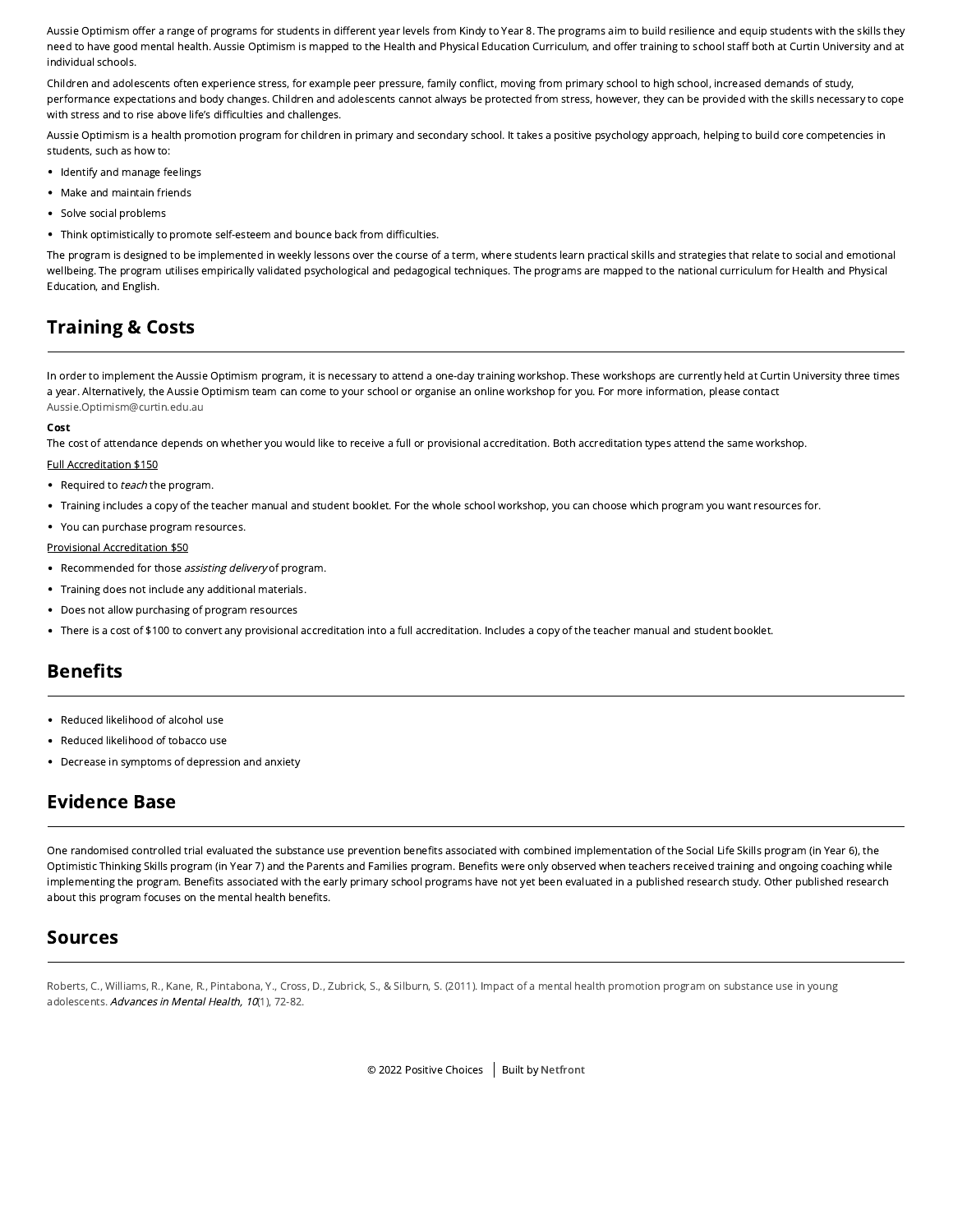Aussie Optimism offer a range of programs for students in different year levels from Kindy to Year 8. The programs aim to build resilience and equip students with the skills they need to have good mental health. Aussie Optimism is mapped to the Health and Physical Education Curriculum, and offer training to school staff both at Curtin University and at individual schools.

Children and adolescents often experience stress, for example peer pressure, family conflict, moving from primary school to high school, increased demands of study, performance expectations and body changes. Children and adolescents cannot always be protected from stress, however, they can be provided with the skills necessary to cope with stress and to rise above life's difficulties and challenges.

Aussie Optimism is a health promotion program for children in primary and secondary school. It takes a positive psychology approach, helping to build core competencies in students, such as how to:

- Identify and manage feelings
- Make and maintain friends
- Solve social problems
- Think optimistically to promote self-esteem and bounce back from difficulties.

The program is designed to be implemented in weekly lessons over the course of a term, where students learn practical skills and strategies that relate to social and emotional wellbeing. The program utilises empirically validated psychological and pedagogical techniques. The programs are mapped to the national curriculum for Health and Physical Education, and English.

## Training & Costs

In order to implement the Aussie Optimism program, it is necessary to attend a one-day training workshop. These workshops are currently held at Curtin University three times a year. Alternatively, the Aussie Optimism team can come to your school or organise an online workshop for you. For more information, please contact Aussie.Optimism@curtin.edu.au

**Cost**
The cost of attendance depends on whether you would like to receive a full or provisional accreditation. Both accreditation types attend the same workshop.

Full Accreditation $150

- Required to *teach* the program.
- Training includes a copy of the teacher manual and student booklet. For the whole school workshop, you can choose which program you want resources for.
- You can purchase program resources.

Provisional Accreditation $50

- Recommended for those *assisting delivery* of program.
- Training does not include any additional materials.
- Does not allow purchasing of program resources
- There is a cost of $100 to convert any provisional accreditation into a full accreditation. Includes a copy of the teacher manual and student booklet.

## Benefits

- Reduced likelihood of alcohol use
- Reduced likelihood of tobacco use
- Decrease in symptoms of depression and anxiety

## Evidence Base

One randomised controlled trial evaluated the substance use prevention benefits associated with combined implementation of the Social Life Skills program (in Year 6), the Optimistic Thinking Skills program (in Year 7) and the Parents and Families program. Benefits were only observed when teachers received training and ongoing coaching while implementing the program. Benefits associated with the early primary school programs have not yet been evaluated in a published research study. Other published research about this program focuses on the mental health benefits.

## Sources

Roberts, C., Williams, R., Kane, R., Pintabona, Y., Cross, D., Zubrick, S., & Silburn, S. (2011). Impact of a mental health promotion program on substance use in young adolescents. *Advances in Mental Health, 10*(1), 72-82.

© 2022 Positive Choices | Built by Netfront